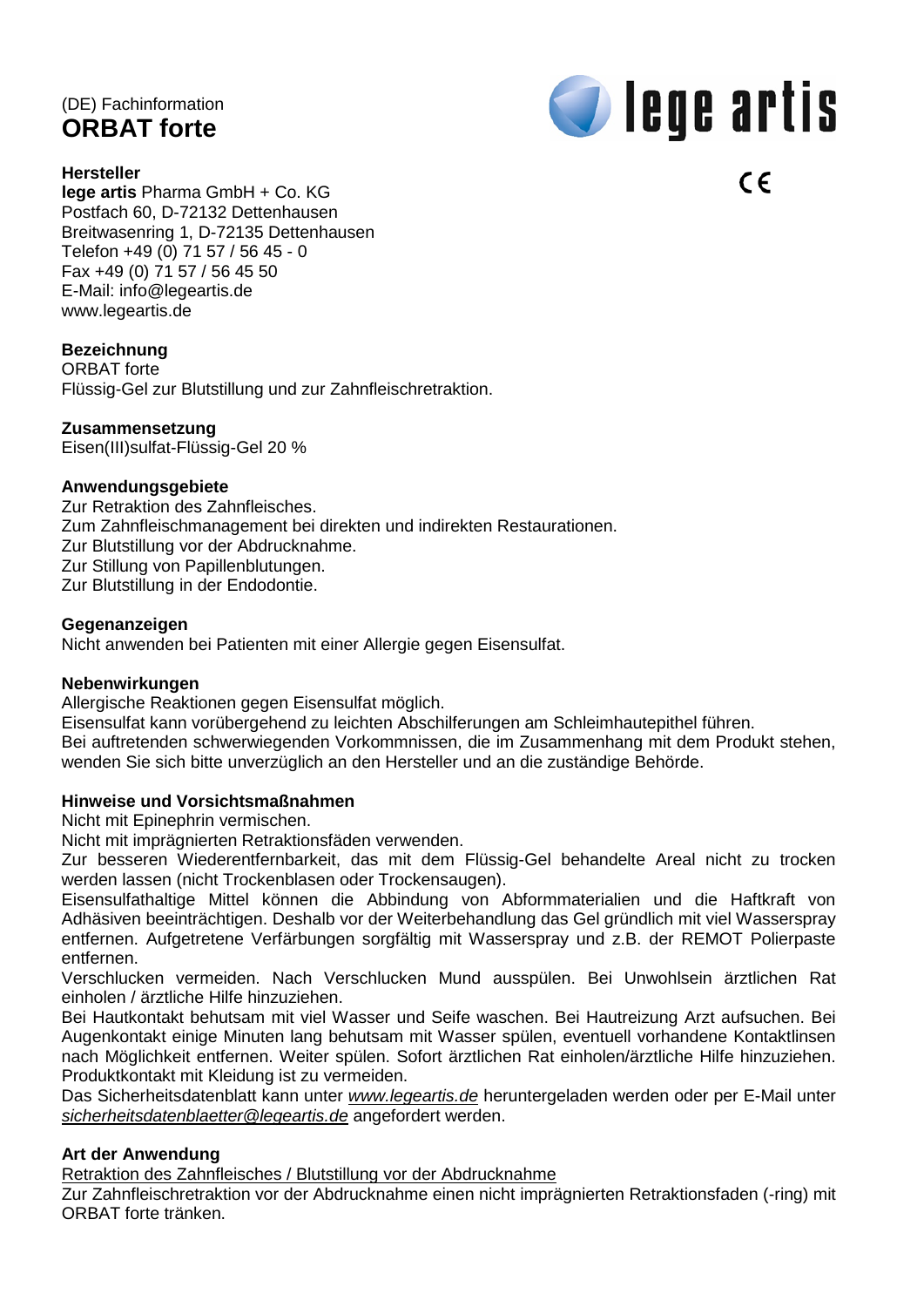(DE) Fachinformation

# ORBAT forte

lege artis

CE

**Hersteller**
**lege artis** Pharma GmbH + Co. KG
Postfach 60, D-72132 Dettenhausen
Breitwasenring 1, D-72135 Dettenhausen
Telefon +49 (0) 71 57 / 56 45 - 0
Fax +49 (0) 71 57 / 56 45 50
E-Mail: info@legeartis.de
www.legeartis.de

**Bezeichnung**
ORBAT forte
Flüssig-Gel zur Blutstillung und zur Zahnfleischretraktion.

**Zusammensetzung**
Eisen(III)sulfat-Flüssig-Gel 20 %

**Anwendungsgebiete**
Zur Retraktion des Zahnfleisches.
Zum Zahnfleischmanagement bei direkten und indirekten Restaurationen.
Zur Blutstillung vor der Abdrucknahme.
Zur Stillung von Papillenblutungen.
Zur Blutstillung in der Endodontie.

**Gegenanzeigen**
Nicht anwenden bei Patienten mit einer Allergie gegen Eisensulfat.

**Nebenwirkungen**
Allergische Reaktionen gegen Eisensulfat möglich.
Eisensulfat kann vorübergehend zu leichten Abschilferungen am Schleimhautepithel führen.
Bei auftretenden schwerwiegenden Vorkommnissen, die im Zusammenhang mit dem Produkt stehen, wenden Sie sich bitte unverzüglich an den Hersteller und an die zuständige Behörde.

**Hinweise und Vorsichtsmaßnahmen**
Nicht mit Epinephrin vermischen.
Nicht mit imprägnierten Retraktionsfäden verwenden.
Zur besseren Wiederentfernbarkeit, das mit dem Flüssig-Gel behandelte Areal nicht zu trocken werden lassen (nicht Trockenblasen oder Trockensaugen).
Eisensulfathaltige Mittel können die Abbindung von Abformmaterialien und die Haftkraft von Adhäsiven beeinträchtigen. Deshalb vor der Weiterbehandlung das Gel gründlich mit viel Wasserspray entfernen. Aufgetretene Verfärbungen sorgfältig mit Wasserspray und z.B. der REMOT Polierpaste entfernen.
Verschlucken vermeiden. Nach Verschlucken Mund ausspülen. Bei Unwohlsein ärztlichen Rat einholen / ärztliche Hilfe hinzuziehen.
Bei Hautkontakt behutsam mit viel Wasser und Seife waschen. Bei Hautreizung Arzt aufsuchen. Bei Augenkontakt einige Minuten lang behutsam mit Wasser spülen, eventuell vorhandene Kontaktlinsen nach Möglichkeit entfernen. Weiter spülen. Sofort ärztlichen Rat einholen/ärztliche Hilfe hinzuziehen. Produktkontakt mit Kleidung ist zu vermeiden.
Das Sicherheitsdatenblatt kann unter *www.legeartis.de* heruntergeladen werden oder per E-Mail unter *sicherheitsdatenblaetter@legeartis.de* angefordert werden.

**Art der Anwendung**
Retraktion des Zahnfleisches / Blutstillung vor der Abdrucknahme
Zur Zahnfleischretraktion vor der Abdrucknahme einen nicht imprägnierten Retraktionsfaden (-ring) mit ORBAT forte tränken.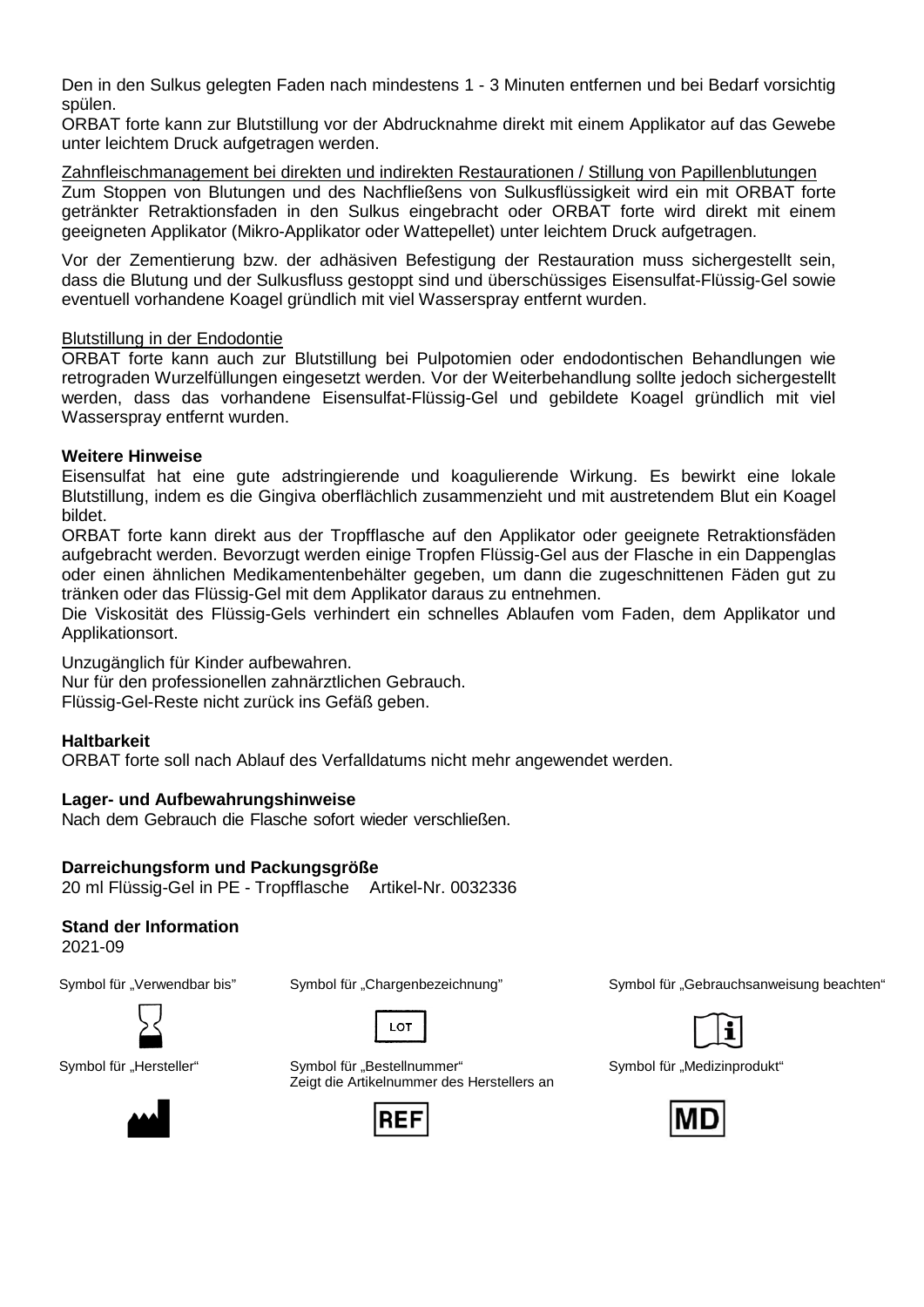Den in den Sulkus gelegten Faden nach mindestens 1 - 3 Minuten entfernen und bei Bedarf vorsichtig spülen.
ORBAT forte kann zur Blutstillung vor der Abdrucknahme direkt mit einem Applikator auf das Gewebe unter leichtem Druck aufgetragen werden.

Zahnfleischmanagement bei direkten und indirekten Restaurationen / Stillung von Papillenblutungen
Zum Stoppen von Blutungen und des Nachfließens von Sulkusflüssigkeit wird ein mit ORBAT forte getränkter Retraktionsfaden in den Sulkus eingebracht oder ORBAT forte wird direkt mit einem geeigneten Applikator (Mikro-Applikator oder Wattepellet) unter leichtem Druck aufgetragen.

Vor der Zementierung bzw. der adhäsiven Befestigung der Restauration muss sichergestellt sein, dass die Blutung und der Sulkusfluss gestoppt sind und überschüssiges Eisensulfat-Flüssig-Gel sowie eventuell vorhandene Koagel gründlich mit viel Wasserspray entfernt wurden.

Blutstillung in der Endodontie
ORBAT forte kann auch zur Blutstillung bei Pulpotomien oder endodontischen Behandlungen wie retrograden Wurzelfüllungen eingesetzt werden. Vor der Weiterbehandlung sollte jedoch sichergestellt werden, dass das vorhandene Eisensulfat-Flüssig-Gel und gebildete Koagel gründlich mit viel Wasserspray entfernt wurden.

**Weitere Hinweise**
Eisensulfat hat eine gute adstringierende und koagulierende Wirkung. Es bewirkt eine lokale Blutstillung, indem es die Gingiva oberflächlich zusammenzieht und mit austretendem Blut ein Koagel bildet.
ORBAT forte kann direkt aus der Tropfflasche auf den Applikator oder geeignete Retraktionsfäden aufgebracht werden. Bevorzugt werden einige Tropfen Flüssig-Gel aus der Flasche in ein Dappenglas oder einen ähnlichen Medikamentenbehälter gegeben, um dann die zugeschnittenen Fäden gut zu tränken oder das Flüssig-Gel mit dem Applikator daraus zu entnehmen.
Die Viskosität des Flüssig-Gels verhindert ein schnelles Ablaufen vom Faden, dem Applikator und Applikationsort.

Unzugänglich für Kinder aufbewahren.
Nur für den professionellen zahnärztlichen Gebrauch.
Flüssig-Gel-Reste nicht zurück ins Gefäß geben.

**Haltbarkeit**
ORBAT forte soll nach Ablauf des Verfalldatums nicht mehr angewendet werden.

**Lager- und Aufbewahrungshinweise**
Nach dem Gebrauch die Flasche sofort wieder verschließen.

**Darreichungsform und Packungsgröße**
20 ml Flüssig-Gel in PE - Tropfflasche Artikel-Nr. 0032336

**Stand der Information**
2021-09

Symbol für „Verwendbar bis"

Symbol für „Chargenbezeichnung"

LOT

Symbol für „Gebrauchsanweisung beachten"

Symbol für „Hersteller"

Symbol für „Bestellnummer"
Zeigt die Artikelnummer des Herstellers an

REF

Symbol für „Medizinprodukt"

MD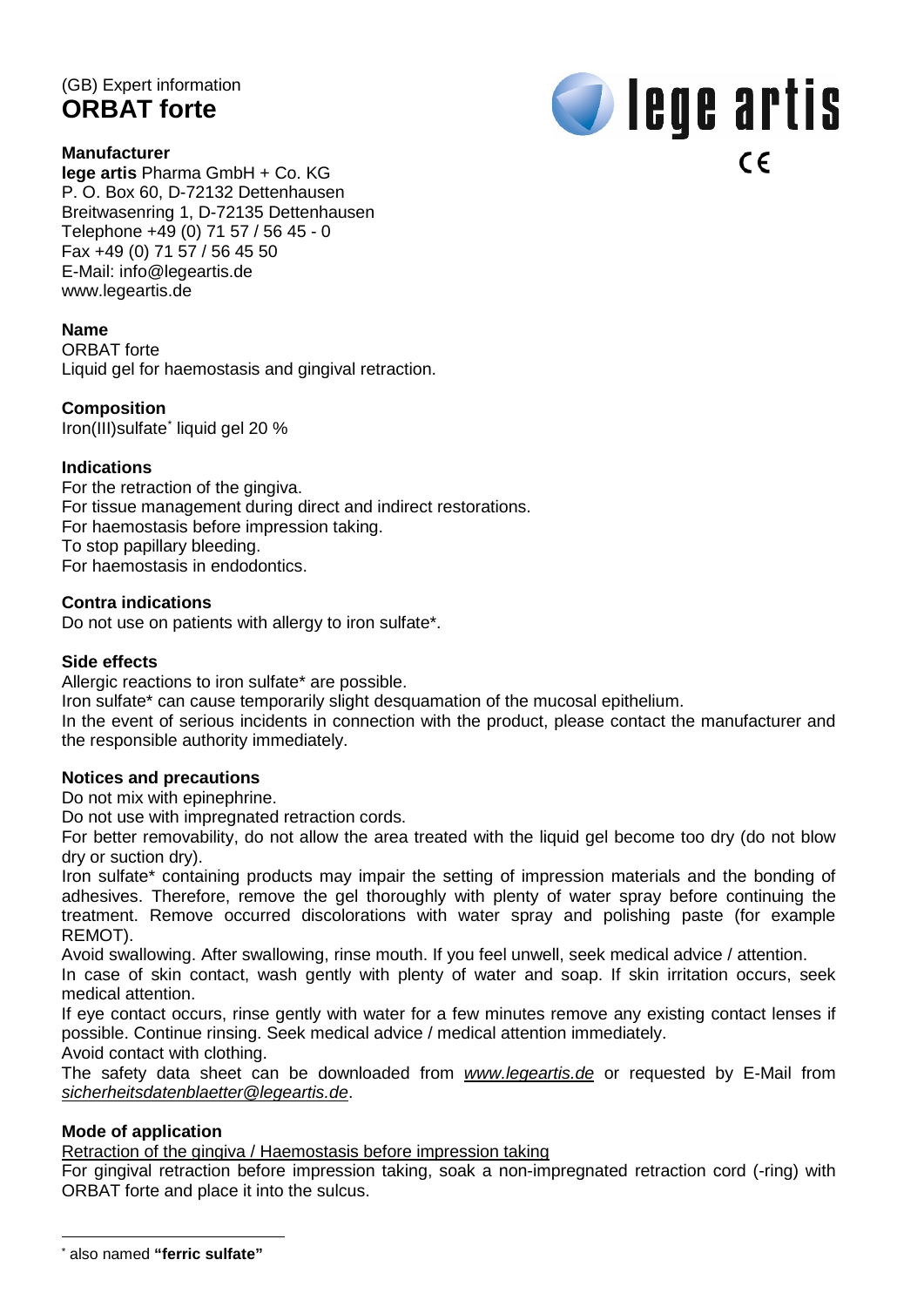(GB) Expert information

# ORBAT forte

lege artis

CE

**Manufacturer**

**lege artis** Pharma GmbH + Co. KG
P. O. Box 60, D-72132 Dettenhausen
Breitwasenring 1, D-72135 Dettenhausen
Telephone +49 (0) 71 57 / 56 45 - 0
Fax +49 (0) 71 57 / 56 45 50
E-Mail: info@legeartis.de
www.legeartis.de

**Name**

ORBAT forte
Liquid gel for haemostasis and gingival retraction.

**Composition**

Iron(III)sulfate* liquid gel 20 %

**Indications**

For the retraction of the gingiva.
For tissue management during direct and indirect restorations.
For haemostasis before impression taking.
To stop papillary bleeding.
For haemostasis in endodontics.

**Contra indications**

Do not use on patients with allergy to iron sulfate*.

**Side effects**

Allergic reactions to iron sulfate* are possible.
Iron sulfate* can cause temporarily slight desquamation of the mucosal epithelium.
In the event of serious incidents in connection with the product, please contact the manufacturer and the responsible authority immediately.

**Notices and precautions**

Do not mix with epinephrine.
Do not use with impregnated retraction cords.
For better removability, do not allow the area treated with the liquid gel become too dry (do not blow dry or suction dry).
Iron sulfate* containing products may impair the setting of impression materials and the bonding of adhesives. Therefore, remove the gel thoroughly with plenty of water spray before continuing the treatment. Remove occurred discolorations with water spray and polishing paste (for example REMOT).
Avoid swallowing. After swallowing, rinse mouth. If you feel unwell, seek medical advice / attention.
In case of skin contact, wash gently with plenty of water and soap. If skin irritation occurs, seek medical attention.
If eye contact occurs, rinse gently with water for a few minutes remove any existing contact lenses if possible. Continue rinsing. Seek medical advice / medical attention immediately.
Avoid contact with clothing.
The safety data sheet can be downloaded from *www.legeartis.de* or requested by E-Mail from *sicherheitsdatenblaetter@legeartis.de*.

**Mode of application**

Retraction of the gingiva / Haemostasis before impression taking

For gingival retraction before impression taking, soak a non-impregnated retraction cord (-ring) with ORBAT forte and place it into the sulcus.

---

* also named **"ferric sulfate"**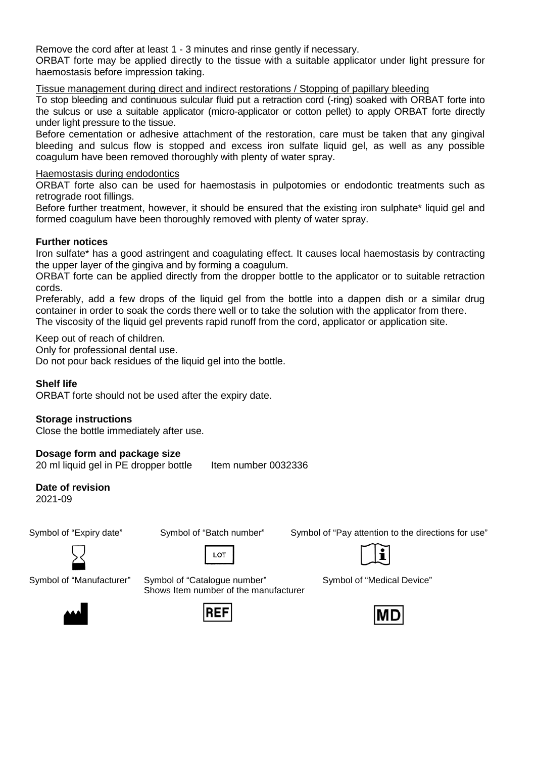Remove the cord after at least 1 - 3 minutes and rinse gently if necessary.

ORBAT forte may be applied directly to the tissue with a suitable applicator under light pressure for haemostasis before impression taking.

Tissue management during direct and indirect restorations / Stopping of papillary bleeding

To stop bleeding and continuous sulcular fluid put a retraction cord (-ring) soaked with ORBAT forte into the sulcus or use a suitable applicator (micro-applicator or cotton pellet) to apply ORBAT forte directly under light pressure to the tissue.

Before cementation or adhesive attachment of the restoration, care must be taken that any gingival bleeding and sulcus flow is stopped and excess iron sulfate liquid gel, as well as any possible coagulum have been removed thoroughly with plenty of water spray.

Haemostasis during endodontics

ORBAT forte also can be used for haemostasis in pulpotomies or endodontic treatments such as retrograde root fillings.

Before further treatment, however, it should be ensured that the existing iron sulphate* liquid gel and formed coagulum have been thoroughly removed with plenty of water spray.

**Further notices**

Iron sulfate* has a good astringent and coagulating effect. It causes local haemostasis by contracting the upper layer of the gingiva and by forming a coagulum.

ORBAT forte can be applied directly from the dropper bottle to the applicator or to suitable retraction cords.

Preferably, add a few drops of the liquid gel from the bottle into a dappen dish or a similar drug container in order to soak the cords there well or to take the solution with the applicator from there.

The viscosity of the liquid gel prevents rapid runoff from the cord, applicator or application site.

Keep out of reach of children.

Only for professional dental use.

Do not pour back residues of the liquid gel into the bottle.

**Shelf life**

ORBAT forte should not be used after the expiry date.

**Storage instructions**

Close the bottle immediately after use.

**Dosage form and package size**

20 ml liquid gel in PE dropper bottle Item number 0032336

**Date of revision**

2021-09

Symbol of "Expiry date"

Symbol of "Batch number"

LOT

Symbol of "Pay attention to the directions for use"

Symbol of "Manufacturer"

Symbol of "Catalogue number"
Shows Item number of the manufacturer

REF

Symbol of "Medical Device"

MD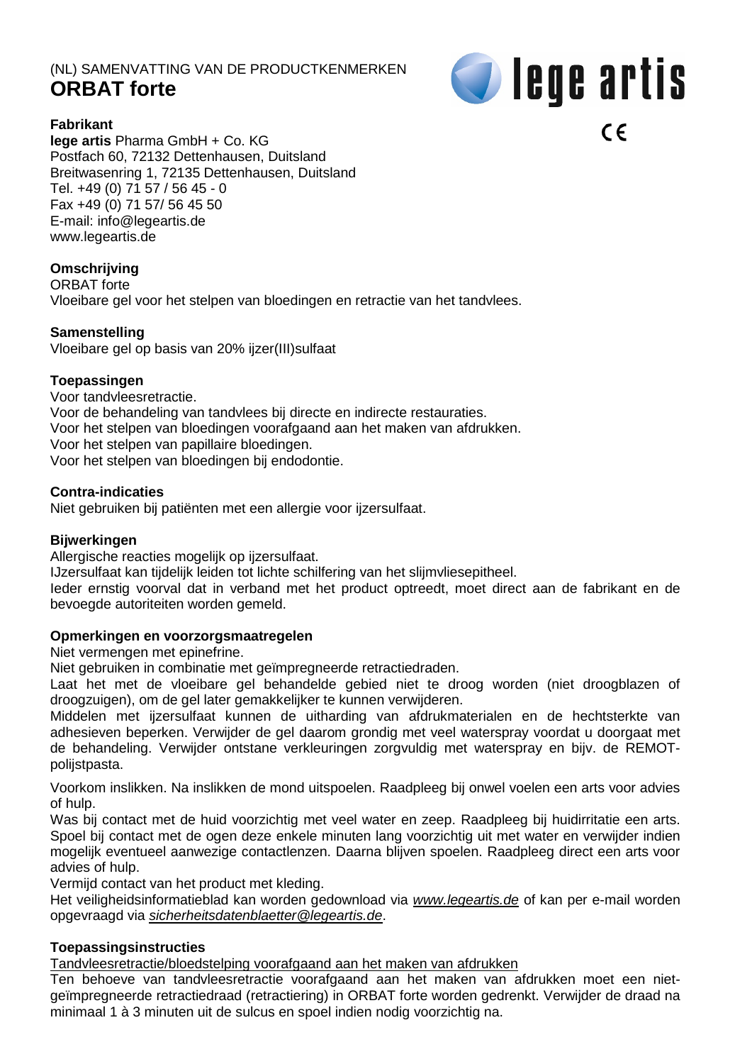(NL) SAMENVATTING VAN DE PRODUCTKENMERKEN

# ORBAT forte

lege artis

CE

**Fabrikant**
**lege artis** Pharma GmbH + Co. KG
Postfach 60, 72132 Dettenhausen, Duitsland
Breitwasenring 1, 72135 Dettenhausen, Duitsland
Tel. +49 (0) 71 57 / 56 45 - 0
Fax +49 (0) 71 57/ 56 45 50
E-mail: info@legeartis.de
www.legeartis.de

**Omschrijving**
ORBAT forte
Vloeibare gel voor het stelpen van bloedingen en retractie van het tandvlees.

**Samenstelling**
Vloeibare gel op basis van 20% ijzer(III)sulfaat

**Toepassingen**
Voor tandvleesretractie.
Voor de behandeling van tandvlees bij directe en indirecte restauraties.
Voor het stelpen van bloedingen voorafgaand aan het maken van afdrukken.
Voor het stelpen van papillaire bloedingen.
Voor het stelpen van bloedingen bij endodontie.

**Contra-indicaties**
Niet gebruiken bij patiënten met een allergie voor ijzersulfaat.

**Bijwerkingen**
Allergische reacties mogelijk op ijzersulfaat.
IJzersulfaat kan tijdelijk leiden tot lichte schilfering van het slijmvliesepitheel.
Ieder ernstig voorval dat in verband met het product optreedt, moet direct aan de fabrikant en de bevoegde autoriteiten worden gemeld.

**Opmerkingen en voorzorgsmaatregelen**
Niet vermengen met epinefrine.
Niet gebruiken in combinatie met geïmpregneerde retractiedraden.
Laat het met de vloeibare gel behandelde gebied niet te droog worden (niet droogblazen of droogzuigen), om de gel later gemakkelijker te kunnen verwijderen.
Middelen met ijzersulfaat kunnen de uitharding van afdrukmaterialen en de hechtsterkte van adhesieven beperken. Verwijder de gel daarom grondig met veel waterspray voordat u doorgaat met de behandeling. Verwijder ontstane verkleuringen zorgvuldig met waterspray en bijv. de REMOT-polijstpasta.

Voorkom inslikken. Na inslikken de mond uitspoelen. Raadpleeg bij onwel voelen een arts voor advies of hulp.
Was bij contact met de huid voorzichtig met veel water en zeep. Raadpleeg bij huidirritatie een arts. Spoel bij contact met de ogen deze enkele minuten lang voorzichtig uit met water en verwijder indien mogelijk eventueel aanwezige contactlenzen. Daarna blijven spoelen. Raadpleeg direct een arts voor advies of hulp.
Vermijd contact van het product met kleding.
Het veiligheidsinformatieblad kan worden gedownload via *www.legeartis.de* of kan per e-mail worden opgevraagd via *sicherheitsdatenblaetter@legeartis.de*.

**Toepassingsinstructies**
Tandvleesretractie/bloedstelping voorafgaand aan het maken van afdrukken
Ten behoeve van tandvleesretractie voorafgaand aan het maken van afdrukken moet een niet-geïmpregneerde retractiedraad (retractiering) in ORBAT forte worden gedrenkt. Verwijder de draad na minimaal 1 à 3 minuten uit de sulcus en spoel indien nodig voorzichtig na.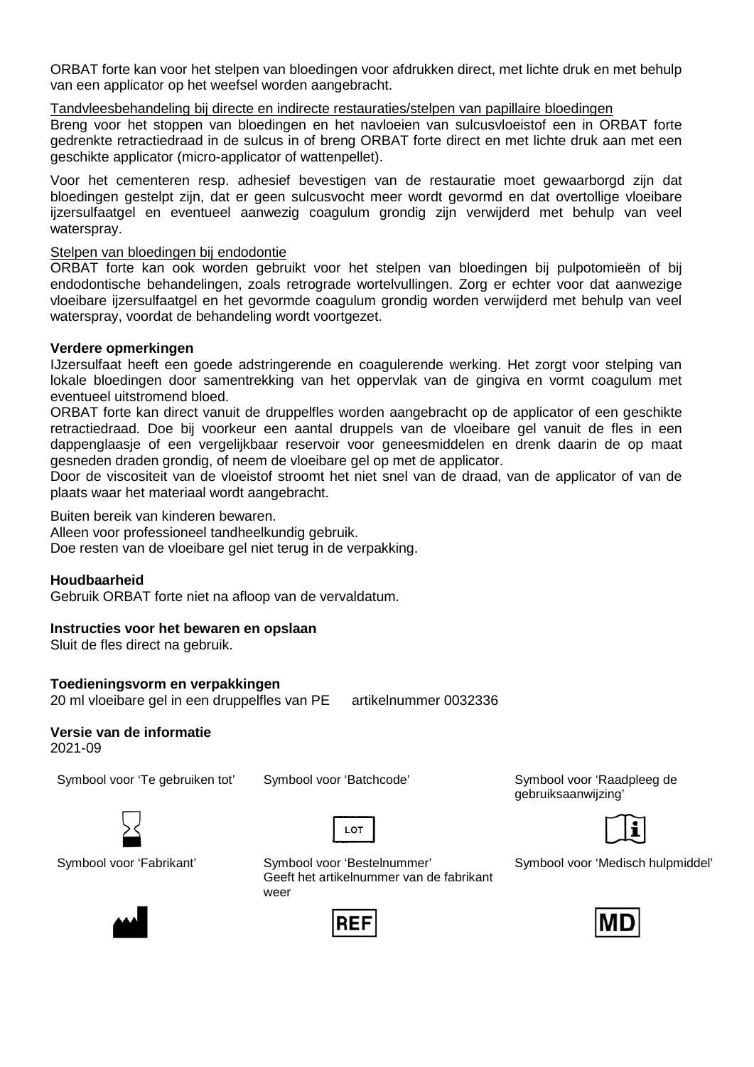ORBAT forte kan voor het stelpen van bloedingen voor afdrukken direct, met lichte druk en met behulp van een applicator op het weefsel worden aangebracht.

Tandvleesbehandeling bij directe en indirecte restauraties/stelpen van papillaire bloedingen

Breng voor het stoppen van bloedingen en het navloeien van sulcusvloeistof een in ORBAT forte gedrenkte retractiedraad in de sulcus in of breng ORBAT forte direct en met lichte druk aan met een geschikte applicator (micro-applicator of wattenpellet).

Voor het cementeren resp. adhesief bevestigen van de restauratie moet gewaarborgd zijn dat bloedingen gestelpt zijn, dat er geen sulcusvocht meer wordt gevormd en dat overtollige vloeibare ijzersulfaatgel en eventueel aanwezig coagulum grondig zijn verwijderd met behulp van veel waterspray.

Stelpen van bloedingen bij endodontie

ORBAT forte kan ook worden gebruikt voor het stelpen van bloedingen bij pulpotomieën of bij endodontische behandelingen, zoals retrograde wortelvullingen. Zorg er echter voor dat aanwezige vloeibare ijzersulfaatgel en het gevormde coagulum grondig worden verwijderd met behulp van veel waterspray, voordat de behandeling wordt voortgezet.

**Verdere opmerkingen**

IJzersulfaat heeft een goede adstringerende en coagulerende werking. Het zorgt voor stelping van lokale bloedingen door samentrekking van het oppervlak van de gingiva en vormt coagulum met eventueel uitstromend bloed.

ORBAT forte kan direct vanuit de druppelfles worden aangebracht op de applicator of een geschikte retractiedraad. Doe bij voorkeur een aantal druppels van de vloeibare gel vanuit de fles in een dappenglaasje of een vergelijkbaar reservoir voor geneesmiddelen en drenk daarin de op maat gesneden draden grondig, of neem de vloeibare gel op met de applicator.

Door de viscositeit van de vloeistof stroomt het niet snel van de draad, van de applicator of van de plaats waar het materiaal wordt aangebracht.

Buiten bereik van kinderen bewaren.

Alleen voor professioneel tandheelkundig gebruik.

Doe resten van de vloeibare gel niet terug in de verpakking.

**Houdbaarheid**

Gebruik ORBAT forte niet na afloop van de vervaldatum.

**Instructies voor het bewaren en opslaan**

Sluit de fles direct na gebruik.

**Toedieningsvorm en verpakkingen**

20 ml vloeibare gel in een druppelfles van PE     artikelnummer 0032336

**Versie van de informatie**

2021-09

| Symbool voor 'Te gebruiken tot' | Symbool voor 'Batchcode' | Symbool voor 'Raadpleeg de gebruiksaanwijzing' |
|---|---|---|
| | LOT | i |
| Symbool voor 'Fabrikant' | Symbool voor 'Bestelnummer' Geeft het artikelnummer van de fabrikant weer | Symbool voor 'Medisch hulpmiddel' |
| | REF | MD |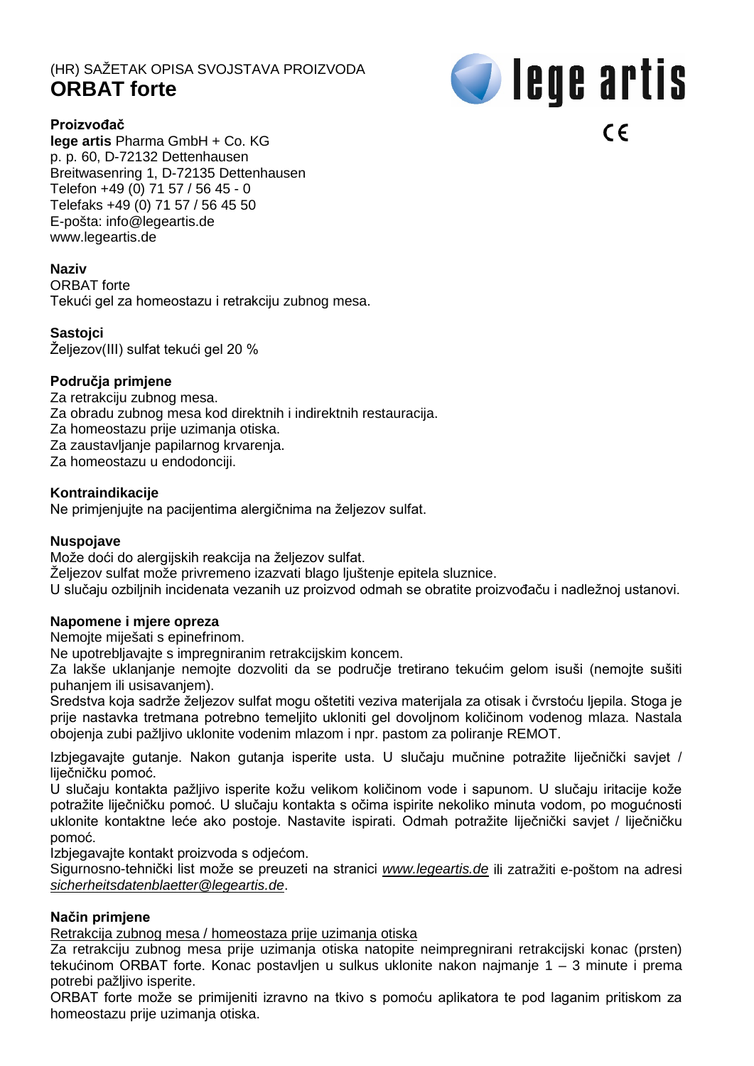(HR) SAŽETAK OPISA SVOJSTAVA PROIZVODA

# ORBAT forte

**lege artis**

CE

**Proizvođač**
**lege artis** Pharma GmbH + Co. KG
p. p. 60, D-72132 Dettenhausen
Breitwasenring 1, D-72135 Dettenhausen
Telefon +49 (0) 71 57 / 56 45 - 0
Telefaks +49 (0) 71 57 / 56 45 50
E-pošta: info@legeartis.de
www.legeartis.de

**Naziv**
ORBAT forte
Tekući gel za homeostazu i retrakciju zubnog mesa.

**Sastojci**
Željezov(III) sulfat tekući gel 20 %

**Područja primjene**
Za retrakciju zubnog mesa.
Za obradu zubnog mesa kod direktnih i indirektnih restauracija.
Za homeostazu prije uzimanja otiska.
Za zaustavljanje papilarnog krvarenja.
Za homeostazu u endodonciji.

**Kontraindikacije**
Ne primjenjujte na pacijentima alergičnima na željezov sulfat.

**Nuspojave**
Može doći do alergijskih reakcija na željezov sulfat.
Željezov sulfat može privremeno izazvati blago ljuštenje epitela sluznice.
U slučaju ozbiljnih incidenata vezanih uz proizvod odmah se obratite proizvođaču i nadležnoj ustanovi.

**Napomene i mjere opreza**
Nemojte miješati s epinefrinom.
Ne upotrebljavajte s impregniranim retrakcijskim koncem.
Za lakše uklanjanje nemojte dozvoliti da se područje tretirano tekućim gelom isuši (nemojte sušiti puhanjem ili usisavanjem).
Sredstva koja sadrže željezov sulfat mogu oštetiti veziva materijala za otisak i čvrstoću ljepila. Stoga je prije nastavka tretmana potrebno temeljito ukloniti gel dovoljnom količinom vodenog mlaza. Nastala obojenja zubi pažljivo uklonite vodenim mlazom i npr. pastom za poliranje REMOT.

Izbjegavajte gutanje. Nakon gutanja isperite usta. U slučaju mučnine potražite liječnički savjet / liječničku pomoć.
U slučaju kontakta pažljivo isperite kožu velikom količinom vode i sapunom. U slučaju iritacije kože potražite liječničku pomoć. U slučaju kontakta s očima ispirite nekoliko minuta vodom, po mogućnosti uklonite kontaktne leće ako postoje. Nastavite ispirati. Odmah potražite liječnički savjet / liječničku pomoć.
Izbjegavajte kontakt proizvoda s odjećom.
Sigurnosno-tehnički list može se preuzeti na stranici *www.legeartis.de* ili zatražiti e-poštom na adresi *sicherheitsdatenblaetter@legeartis.de*.

**Način primjene**
Retrakcija zubnog mesa / homeostaza prije uzimanja otiska
Za retrakciju zubnog mesa prije uzimanja otiska natopite neimpregnirani retrakcijski konac (prsten) tekućinom ORBAT forte. Konac postavljen u sulkus uklonite nakon najmanje 1 – 3 minute i prema potrebi pažljivo isperite.
ORBAT forte može se primijeniti izravno na tkivo s pomoću aplikatora te pod laganim pritiskom za homeostazu prije uzimanja otiska.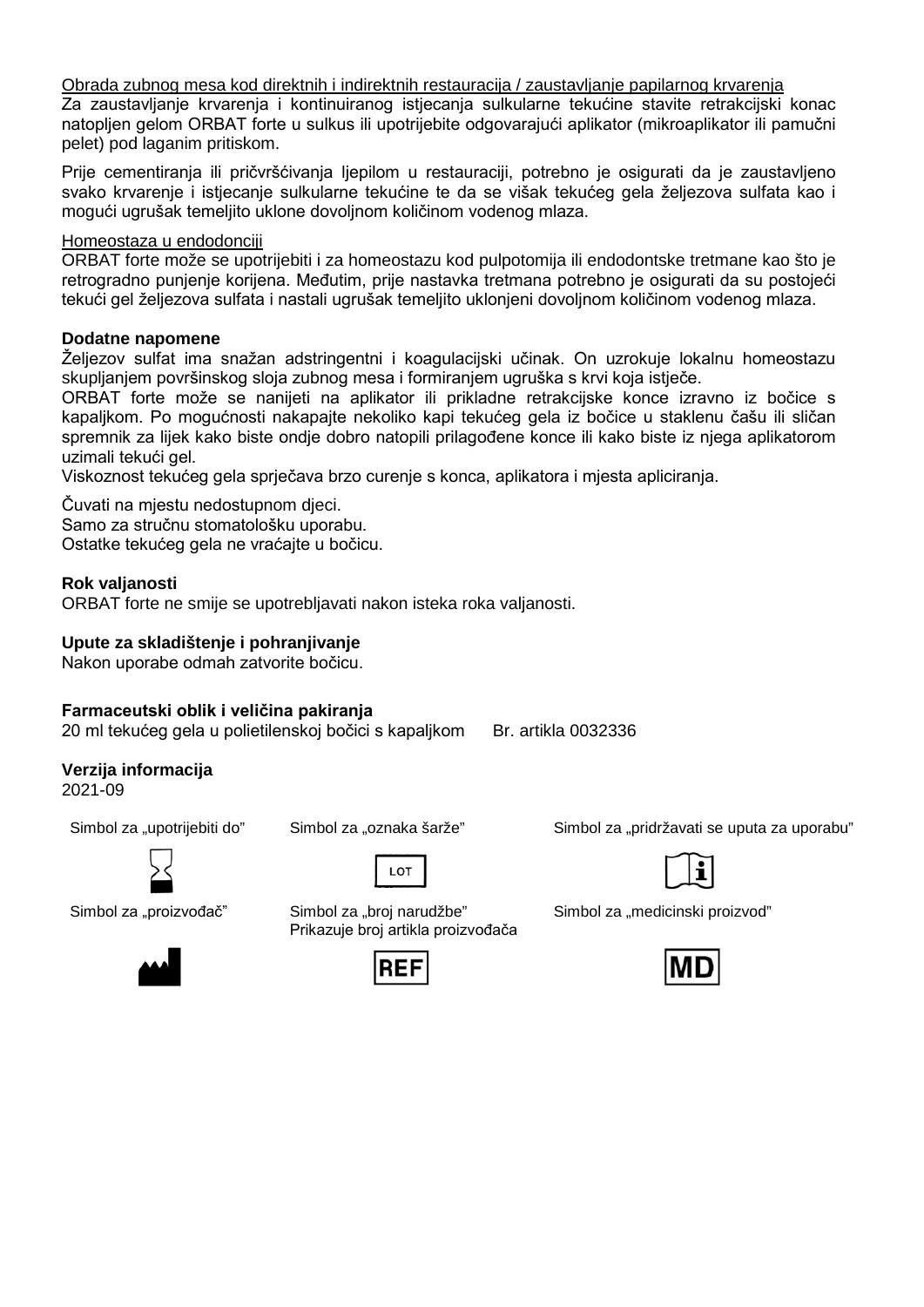Obrada zubnog mesa kod direktnih i indirektnih restauracija / zaustavljanje papilarnog krvarenja

Za zaustavljanje krvarenja i kontinuiranog istjecanja sulkularne tekućine stavite retrakcijski konac natopljen gelom ORBAT forte u sulkus ili upotrijebite odgovarajući aplikator (mikroaplikator ili pamučni pelet) pod laganim pritiskom.

Prije cementiranja ili pričvršćivanja ljepilom u restauraciji, potrebno je osigurati da je zaustavljeno svako krvarenje i istjecanje sulkularne tekućine te da se višak tekućeg gela željezova sulfata kao i mogući ugrušak temeljito uklone dovoljnom količinom vodenog mlaza.

Homeostaza u endodonciji

ORBAT forte može se upotrijebiti i za homeostazu kod pulpotomija ili endodontske tretmane kao što je retrogradno punjenje korijena. Međutim, prije nastavka tretmana potrebno je osigurati da su postojeći tekući gel željezova sulfata i nastali ugrušak temeljito uklonjeni dovoljnom količinom vodenog mlaza.

**Dodatne napomene**

Željezov sulfat ima snažan adstringentni i koagulacijski učinak. On uzrokuje lokalnu homeostazu skupljanjem površinskog sloja zubnog mesa i formiranjem ugruška s krvi koja istječe.

ORBAT forte može se nanijeti na aplikator ili prikladne retrakcijske konce izravno iz bočice s kapaljkom. Po mogućnosti nakapajte nekoliko kapi tekućeg gela iz bočice u staklenu čašu ili sličan spremnik za lijek kako biste ondje dobro natopili prilagođene konce ili kako biste iz njega aplikatorom uzimali tekući gel.

Viskoznost tekućeg gela sprječava brzo curenje s konca, aplikatora i mjesta apliciranja.

Čuvati na mjestu nedostupnom djeci.
Samo za stručnu stomatološku uporabu.
Ostatke tekućeg gela ne vraćajte u bočicu.

**Rok valjanosti**

ORBAT forte ne smije se upotrebljavati nakon isteka roka valjanosti.

**Upute za skladištenje i pohranjivanje**

Nakon uporabe odmah zatvorite bočicu.

**Farmaceutski oblik i veličina pakiranja**

20 ml tekućeg gela u polietilenskoj bočici s kapaljkom  Br. artikla 0032336

**Verzija informacija**

2021-09

Simbol za „upotrijebiti do”

Simbol za „oznaka šarže”

LOT

Simbol za „pridržavati se uputa za uporabu”

Simbol za „proizvođač”

Simbol za „broj narudžbe”
Prikazuje broj artikla proizvođača

REF

Simbol za „medicinski proizvod”

MD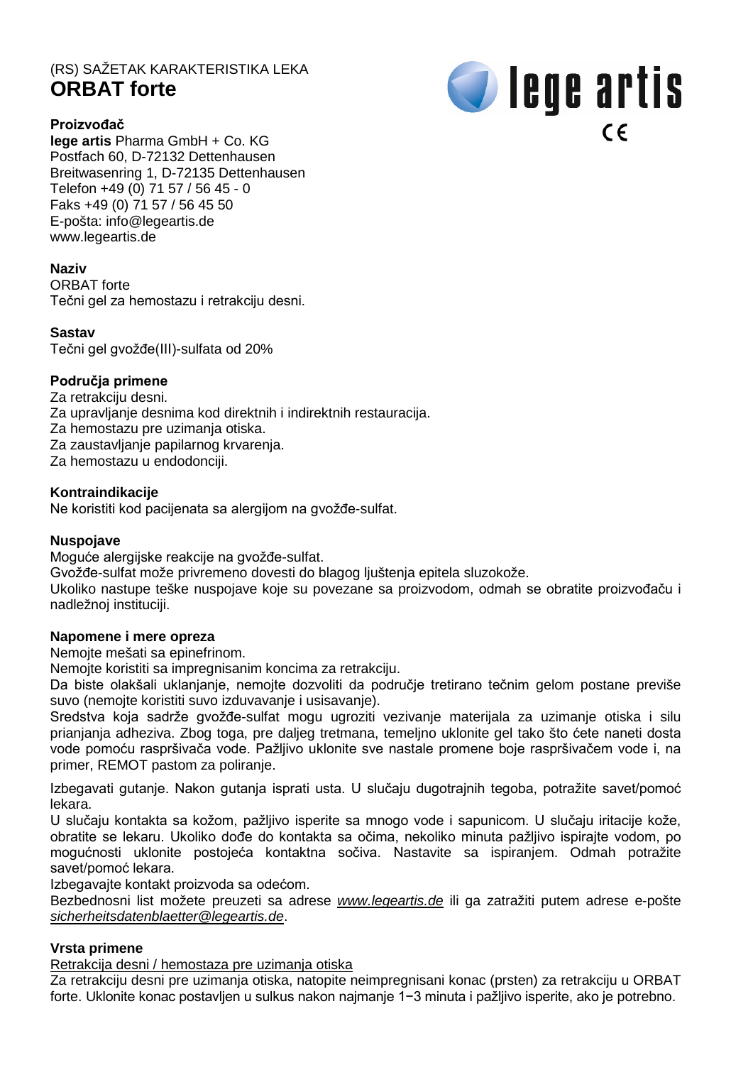(RS) SAŽETAK KARAKTERISTIKA LEKA

# ORBAT forte

lege artis

CE

### Proizvođač

**lege artis** Pharma GmbH + Co. KG
Postfach 60, D-72132 Dettenhausen
Breitwasenring 1, D-72135 Dettenhausen
Telefon +49 (0) 71 57 / 56 45 - 0
Faks +49 (0) 71 57 / 56 45 50
E-pošta: info@legeartis.de
www.legeartis.de

### Naziv

ORBAT forte
Tečni gel za hemostazu i retrakciju desni.

### Sastav

Tečni gel gvožđe(III)-sulfata od 20%

### Područja primene

Za retrakciju desni.
Za upravljanje desnima kod direktnih i indirektnih restauracija.
Za hemostazu pre uzimanja otiska.
Za zaustavljanje papilarnog krvarenja.
Za hemostazu u endodonciji.

### Kontraindikacije

Ne koristiti kod pacijenata sa alergijom na gvožđe-sulfat.

### Nuspojave

Moguće alergijske reakcije na gvožđe-sulfat.
Gvožđe-sulfat može privremeno dovesti do blagog ljuštenja epitela sluzokože.
Ukoliko nastupe teške nuspojave koje su povezane sa proizvodom, odmah se obratite proizvođaču i nadležnoj instituciji.

### Napomene i mere opreza

Nemojte mešati sa epinefrinom.
Nemojte koristiti sa impregnisanim koncima za retrakciju.
Da biste olakšali uklanjanje, nemojte dozvoliti da područje tretirano tečnim gelom postane previše suvo (nemojte koristiti suvo izduvavanje i usisavanje).
Sredstva koja sadrže gvožđe-sulfat mogu ugroziti vezivanje materijala za uzimanje otiska i silu prianjanja adheziva. Zbog toga, pre daljeg tretmana, temeljno uklonite gel tako što ćete naneti dosta vode pomoću raspršivača vode. Pažljivo uklonite sve nastale promene boje raspršivačem vode i, na primer, REMOT pastom za poliranje.

Izbegavati gutanje. Nakon gutanja isprati usta. U slučaju dugotrajnih tegoba, potražite savet/pomoć lekara.
U slučaju kontakta sa kožom, pažljivo isperite sa mnogo vode i sapunicom. U slučaju iritacije kože, obratite se lekaru. Ukoliko dođe do kontakta sa očima, nekoliko minuta pažljivo ispirajte vodom, po mogućnosti uklonite postojeća kontaktna sočiva. Nastavite sa ispiranjem. Odmah potražite savet/pomoć lekara.
Izbegavajte kontakt proizvoda sa odećom.
Bezbednosni list možete preuzeti sa adrese *www.legeartis.de* ili ga zatražiti putem adrese e-pošte *sicherheitsdatenblaetter@legeartis.de*.

### Vrsta primene

Retrakcija desni / hemostaza pre uzimanja otiska

Za retrakciju desni pre uzimanja otiska, natopite neimpregnisani konac (prsten) za retrakciju u ORBAT forte. Uklonite konac postavljen u sulkus nakon najmanje 1−3 minuta i pažljivo isperite, ako je potrebno.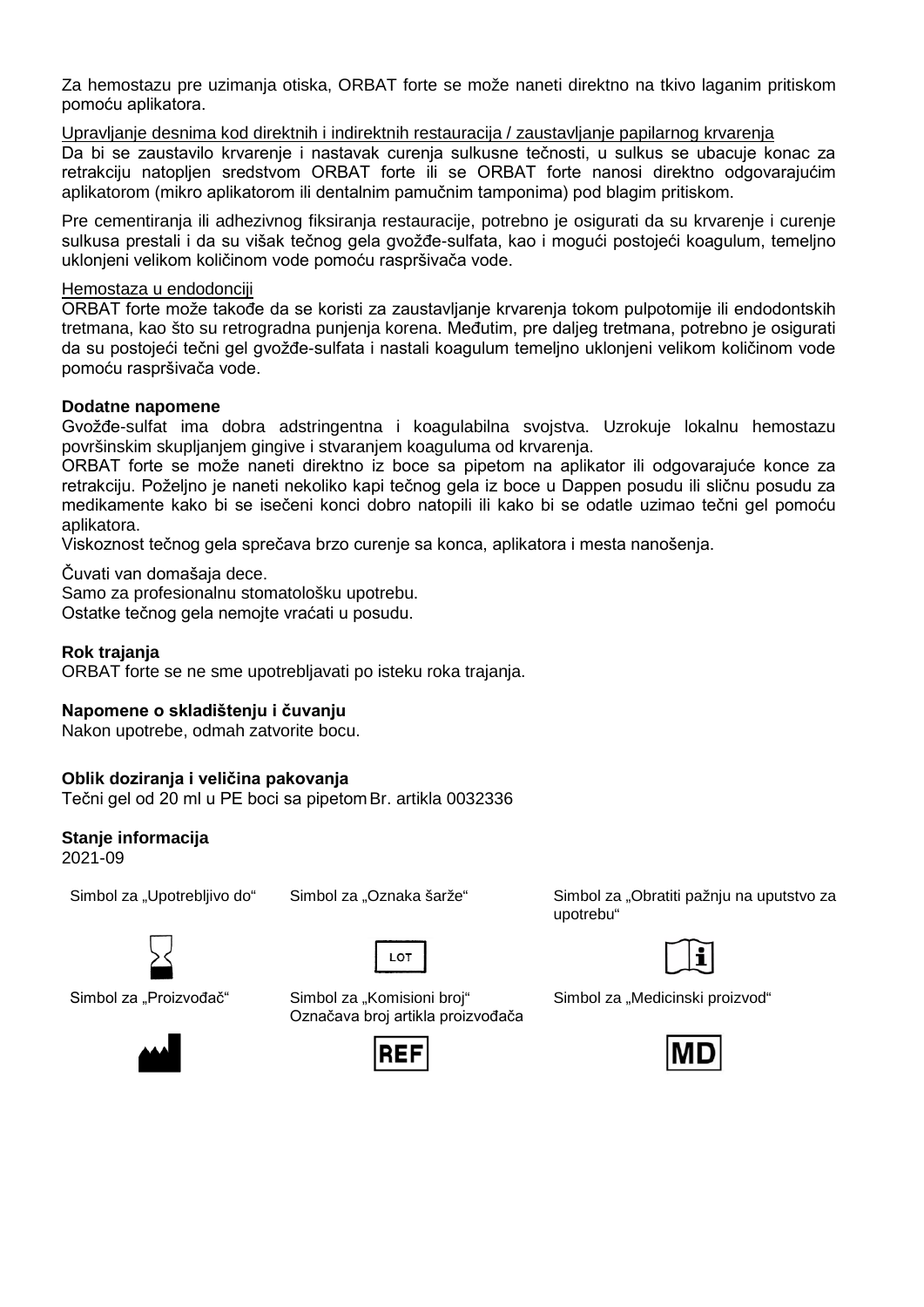Za hemostazu pre uzimanja otiska, ORBAT forte se može naneti direktno na tkivo laganim pritiskom pomoću aplikatora.

Upravljanje desnima kod direktnih i indirektnih restauracija / zaustavljanje papilarnog krvarenja

Da bi se zaustavilo krvarenje i nastavak curenja sulkusne tečnosti, u sulkus se ubacuje konac za retrakciju natopljen sredstvom ORBAT forte ili se ORBAT forte nanosi direktno odgovarajućim aplikatorom (mikro aplikatorom ili dentalnim pamučnim tamponima) pod blagim pritiskom.

Pre cementiranja ili adhezivnog fiksiranja restauracije, potrebno je osigurati da su krvarenje i curenje sulkusa prestali i da su višak tečnog gela gvožđe-sulfata, kao i mogući postojeći koagulum, temeljno uklonjeni velikom količinom vode pomoću raspršivača vode.

Hemostaza u endodonciji

ORBAT forte može takođe da se koristi za zaustavljanje krvarenja tokom pulpotomije ili endodontskih tretmana, kao što su retrogradna punjenja korena. Međutim, pre daljeg tretmana, potrebno je osigurati da su postojeći tečni gel gvožđe-sulfata i nastali koagulum temeljno uklonjeni velikom količinom vode pomoću raspršivača vode.

**Dodatne napomene**

Gvožđe-sulfat ima dobra adstringentna i koagulabilna svojstva. Uzrokuje lokalnu hemostazu površinskim skupljanjem gingive i stvaranjem koaguluma od krvarenja.

ORBAT forte se može naneti direktno iz boce sa pipetom na aplikator ili odgovarajuće konce za retrakciju. Poželjno je naneti nekoliko kapi tečnog gela iz boce u Dappen posudu ili sličnu posudu za medikamente kako bi se isečeni konci dobro natopili ili kako bi se odatle uzimao tečni gel pomoću aplikatora.

Viskoznost tečnog gela sprečava brzo curenje sa konca, aplikatora i mesta nanošenja.

Čuvati van domašaja dece.
Samo za profesionalnu stomatološku upotrebu.
Ostatke tečnog gela nemojte vraćati u posudu.

**Rok trajanja**

ORBAT forte se ne sme upotrebljavati po isteku roka trajanja.

**Napomene o skladištenju i čuvanju**

Nakon upotrebe, odmah zatvorite bocu.

**Oblik doziranja i veličina pakovanja**

Tečni gel od 20 ml u PE boci sa pipetom Br. artikla 0032336

**Stanje informacija**

2021-09

Simbol za „Upotrebljivo do“

Simbol za „Oznaka šarže“

LOT

Simbol za „Obratiti pažnju na uputstvo za upotrebu“

Simbol za „Proizvođač“

Simbol za „Komisioni broj“
Označava broj artikla proizvođača

REF

Simbol za „Medicinski proizvod“

MD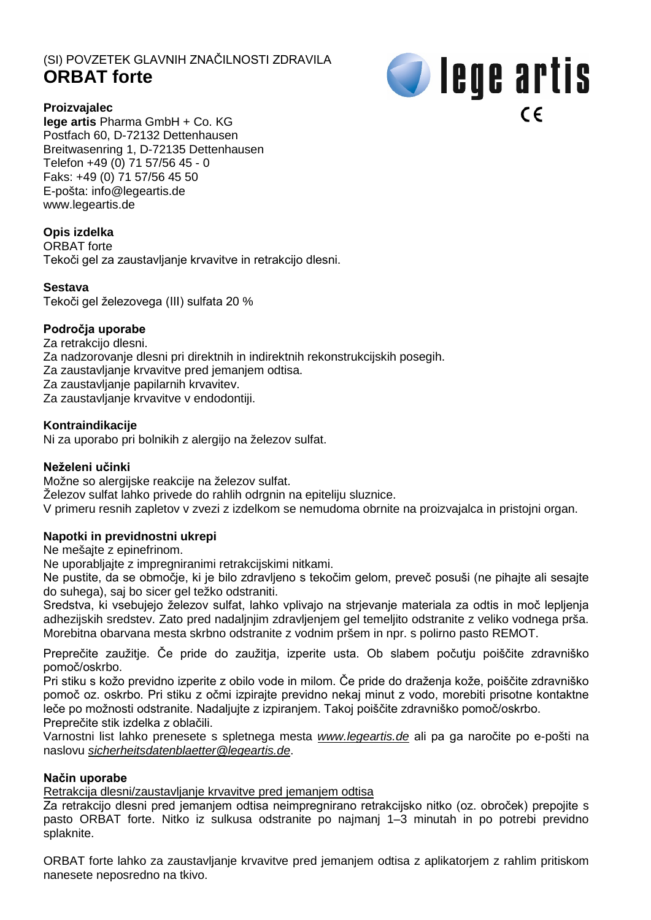(SI) POVZETEK GLAVNIH ZNAČILNOSTI ZDRAVILA

# ORBAT forte

lege artis

CE

### Proizvajalec

**lege artis** Pharma GmbH + Co. KG
Postfach 60, D-72132 Dettenhausen
Breitwasenring 1, D-72135 Dettenhausen
Telefon +49 (0) 71 57/56 45 - 0
Faks: +49 (0) 71 57/56 45 50
E-pošta: info@legeartis.de
www.legeartis.de

### Opis izdelka

ORBAT forte
Tekoči gel za zaustavljanje krvavitve in retrakcijo dlesni.

### Sestava

Tekoči gel železovega (III) sulfata 20 %

### Področja uporabe

Za retrakcijo dlesni.
Za nadzorovanje dlesni pri direktnih in indirektnih rekonstrukcijskih posegih.
Za zaustavljanje krvavitve pred jemanjem odtisa.
Za zaustavljanje papilarnih krvavitev.
Za zaustavljanje krvavitve v endodontiji.

### Kontraindikacije

Ni za uporabo pri bolnikih z alergijo na železov sulfat.

### Neželeni učinki

Možne so alergijske reakcije na železov sulfat.
Železov sulfat lahko privede do rahlih odrgnin na epiteliju sluznice.
V primeru resnih zapletov v zvezi z izdelkom se nemudoma obrnite na proizvajalca in pristojni organ.

### Napotki in previdnostni ukrepi

Ne mešajte z epinefrinom.
Ne uporabljajte z impregniranimi retrakcijskimi nitkami.
Ne pustite, da se območje, ki je bilo zdravljeno s tekočim gelom, preveč posuši (ne pihajte ali sesajte do suhega), saj bo sicer gel težko odstraniti.
Sredstva, ki vsebujejo železov sulfat, lahko vplivajo na strjevanje materiala za odtis in moč lepljenja adhezijskih sredstev. Zato pred nadaljnjim zdravljenjem gel temeljito odstranite z veliko vodnega prša. Morebitna obarvana mesta skrbno odstranite z vodnim pršem in npr. s polirno pasto REMOT.

Preprečite zaužitje. Če pride do zaužitja, izperite usta. Ob slabem počutju poiščite zdravniško pomoč/oskrbo.
Pri stiku s kožo previdno izperite z obilo vode in milom. Če pride do draženja kože, poiščite zdravniško pomoč oz. oskrbo. Pri stiku z očmi izpirajte previdno nekaj minut z vodo, morebiti prisotne kontaktne leče po možnosti odstranite. Nadaljujte z izpiranjem. Takoj poiščite zdravniško pomoč/oskrbo.
Preprečite stik izdelka z oblačili.
Varnostni list lahko prenesete s spletnega mesta *www.legeartis.de* ali pa ga naročite po e-pošti na naslovu *sicherheitsdatenblaetter@legeartis.de*.

### Način uporabe

Retrakcija dlesni/zaustavljanje krvavitve pred jemanjem odtisa

Za retrakcijo dlesni pred jemanjem odtisa neimpregnirano retrakcijsko nitko (oz. obroček) prepojite s pasto ORBAT forte. Nitko iz sulkusa odstranite po najmanj 1–3 minutah in po potrebi previdno splaknite.

ORBAT forte lahko za zaustavljanje krvavitve pred jemanjem odtisa z aplikatorjem z rahlim pritiskom nanesete neposredno na tkivo.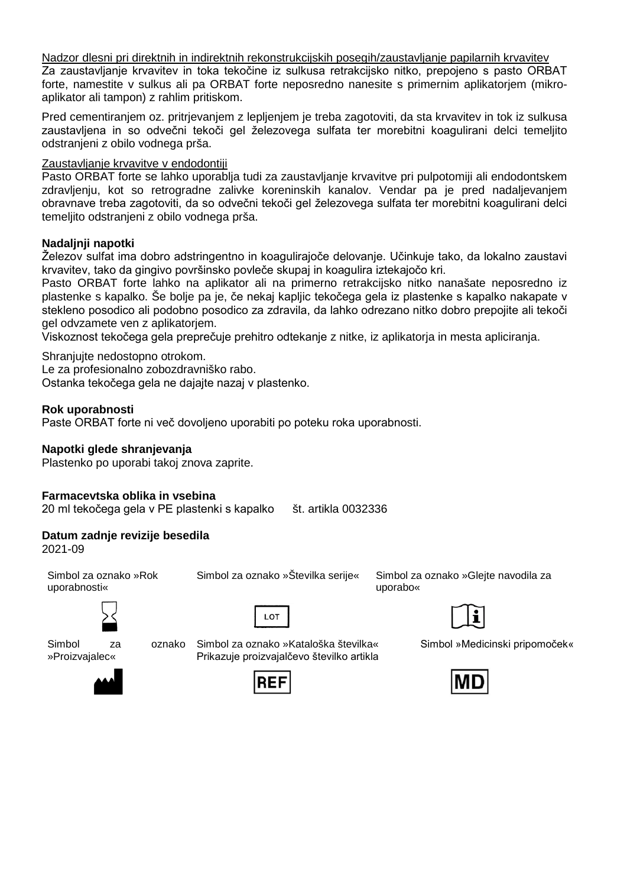Nadzor dlesni pri direktnih in indirektnih rekonstrukcijskih posegih/zaustavljanje papilarnih krvavitev

Za zaustavljanje krvavitev in toka tekočine iz sulkusa retrakcijsko nitko, prepojeno s pasto ORBAT forte, namestite v sulkus ali pa ORBAT forte neposredno nanesite s primernim aplikatorjem (mikro-aplikator ali tampon) z rahlim pritiskom.

Pred cementiranjem oz. pritrjevanjem z lepljenjem je treba zagotoviti, da sta krvavitev in tok iz sulkusa zaustavljena in so odvečni tekoči gel železovega sulfata ter morebitni koagulirani delci temeljito odstranjeni z obilo vodnega prša.

Zaustavljanje krvavitve v endodontiji

Pasto ORBAT forte se lahko uporablja tudi za zaustavljanje krvavitve pri pulpotomiji ali endodontskem zdravljenju, kot so retrogradne zalivke koreninskih kanalov. Vendar pa je pred nadaljevanjem obravnave treba zagotoviti, da so odvečni tekoči gel železovega sulfata ter morebitni koagulirani delci temeljito odstranjeni z obilo vodnega prša.

**Nadaljnji napotki**

Železov sulfat ima dobro adstringentno in koagulirajoče delovanje. Učinkuje tako, da lokalno zaustavi krvavitev, tako da gingivo površinsko povleče skupaj in koagulira iztekajočo kri.
Pasto ORBAT forte lahko na aplikator ali na primerno retrakcijsko nitko nanašate neposredno iz plastenke s kapalko. Še bolje pa je, če nekaj kapljic tekočega gela iz plastenke s kapalko nakapate v stekleno posodico ali podobno posodico za zdravila, da lahko odrezano nitko dobro prepojite ali tekoči gel odvzamete ven z aplikatorjem.
Viskoznost tekočega gela preprečuje prehitro odtekanje z nitke, iz aplikatorja in mesta apliciranja.

Shranjujte nedostopno otrokom.
Le za profesionalno zobozdravniško rabo.
Ostanka tekočega gela ne dajajte nazaj v plastenko.

**Rok uporabnosti**

Paste ORBAT forte ni več dovoljeno uporabiti po poteku roka uporabnosti.

**Napotki glede shranjevanja**

Plastenko po uporabi takoj znova zaprite.

**Farmacevtska oblika in vsebina**

20 ml tekočega gela v PE plastenki s kapalko  št. artikla 0032336

**Datum zadnje revizije besedila**

2021-09

Simbol za oznako »Rok uporabnosti«

Simbol za oznako »Številka serije«

Simbol za oznako »Glejte navodila za uporabo«

Simbol za oznako »Proizvajalec«

Simbol za oznako »Kataloška številka« Prikazuje proizvajalčevo številko artikla

Simbol »Medicinski pripomoček«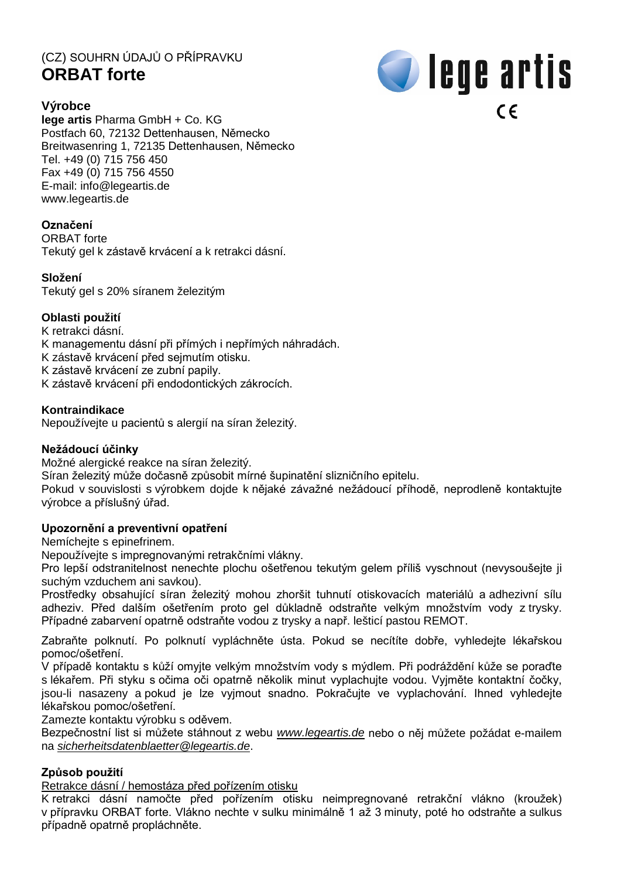(CZ) SOUHRN ÚDAJŮ O PŘÍPRAVKU

# ORBAT forte

lege artis

CE

## Výrobce

**lege artis** Pharma GmbH + Co. KG
Postfach 60, 72132 Dettenhausen, Německo
Breitwasenring 1, 72135 Dettenhausen, Německo
Tel. +49 (0) 715 756 450
Fax +49 (0) 715 756 4550
E-mail: info@legeartis.de
www.legeartis.de

## Označení

ORBAT forte
Tekutý gel k zástavě krvácení a k retrakci dásní.

## Složení

Tekutý gel s 20% síranem železitým

## Oblasti použití

K retrakci dásní.
K managementu dásní při přímých i nepřímých náhradách.
K zástavě krvácení před sejmutím otisku.
K zástavě krvácení ze zubní papily.
K zástavě krvácení při endodontických zákrocích.

## Kontraindikace

Nepoužívejte u pacientů s alergií na síran železitý.

## Nežádoucí účinky

Možné alergické reakce na síran železitý.
Síran železitý může dočasně způsobit mírné šupinatění slizničního epitelu.
Pokud v souvislosti s výrobkem dojde k nějaké závažné nežádoucí příhodě, neprodleně kontaktujte výrobce a příslušný úřad.

## Upozornění a preventivní opatření

Nemíchejte s epinefrinem.
Nepoužívejte s impregnovanými retrakčními vlákny.
Pro lepší odstranitelnost nenechte plochu ošetřenou tekutým gelem příliš vyschnout (nevysoušejte ji suchým vzduchem ani savkou).
Prostředky obsahující síran železitý mohou zhoršit tuhnutí otiskovacích materiálů a adhezivní sílu adheziv. Před dalším ošetřením proto gel důkladně odstraňte velkým množstvím vody z trysky. Případné zabarvení opatrně odstraňte vodou z trysky a např. lešticí pastou REMOT.

Zabraňte polknutí. Po polknutí vypláchněte ústa. Pokud se necítíte dobře, vyhledejte lékařskou pomoc/ošetření.
V případě kontaktu s kůží omyjte velkým množstvím vody s mýdlem. Při podráždění kůže se poraďte s lékařem. Při styku s očima oči opatrně několik minut vyplachujte vodou. Vyjměte kontaktní čočky, jsou-li nasazeny a pokud je lze vyjmout snadno. Pokračujte ve vyplachování. Ihned vyhledejte lékařskou pomoc/ošetření.
Zamezte kontaktu výrobku s oděvem.
Bezpečnostní list si můžete stáhnout z webu *www.legeartis.de* nebo o něj můžete požádat e-mailem na *sicherheitsdatenblaetter@legeartis.de*.

## Způsob použití

Retrakce dásní / hemostáza před pořízením otisku

K retrakci dásní namočte před pořízením otisku neimpregnované retrakční vlákno (kroužek) v přípravku ORBAT forte. Vlákno nechte v sulku minimálně 1 až 3 minuty, poté ho odstraňte a sulkus případně opatrně propláchněte.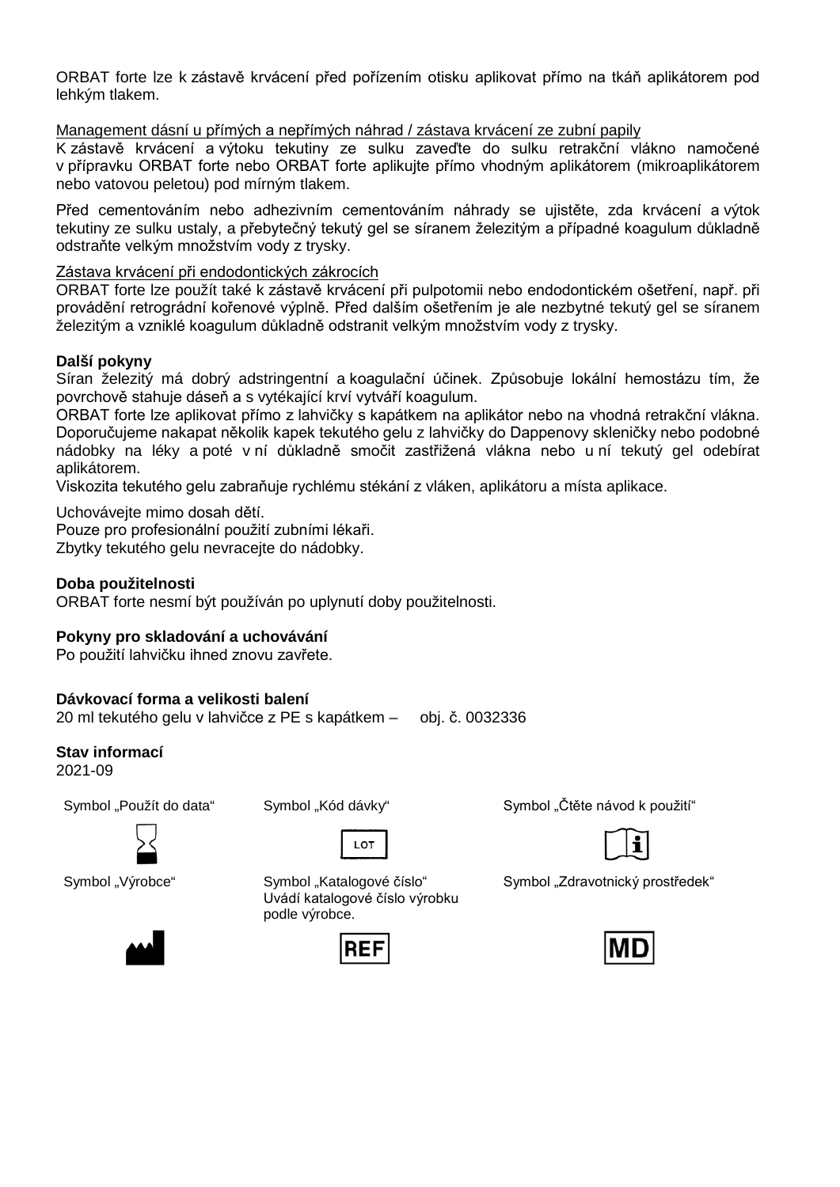ORBAT forte lze k zástavě krvácení před pořízením otisku aplikovat přímo na tkáň aplikátorem pod lehkým tlakem.

Management dásní u přímých a nepřímých náhrad / zástava krvácení ze zubní papily

K zástavě krvácení a výtoku tekutiny ze sulku zaveďte do sulku retrakční vlákno namočené v přípravku ORBAT forte nebo ORBAT forte aplikujte přímo vhodným aplikátorem (mikroaplikátorem nebo vatovou peletou) pod mírným tlakem.

Před cementováním nebo adhezivním cementováním náhrady se ujistěte, zda krvácení a výtok tekutiny ze sulku ustaly, a přebytečný tekutý gel se síranem železitým a případné koagulum důkladně odstraňte velkým množstvím vody z trysky.

Zástava krvácení při endodontických zákrocích

ORBAT forte lze použít také k zástavě krvácení při pulpotomii nebo endodontickém ošetření, např. při provádění retrográdní kořenové výplně. Před dalším ošetřením je ale nezbytné tekutý gel se síranem železitým a vzniklé koagulum důkladně odstranit velkým množstvím vody z trysky.

**Další pokyny**

Síran železitý má dobrý adstringentní a koagulační účinek. Způsobuje lokální hemostázu tím, že povrchově stahuje dáseň a s vytékající krví vytváří koagulum.
ORBAT forte lze aplikovat přímo z lahvičky s kapátkem na aplikátor nebo na vhodná retrakční vlákna. Doporučujeme nakapat několik kapek tekutého gelu z lahvičky do Dappenovy skleničky nebo podobné nádobky na léky a poté v ní důkladně smočit zastřižená vlákna nebo u ní tekutý gel odebírat aplikátorem.
Viskozita tekutého gelu zabraňuje rychlému stékání z vláken, aplikátoru a místa aplikace.

Uchovávejte mimo dosah dětí.
Pouze pro profesionální použití zubními lékaři.
Zbytky tekutého gelu nevracejte do nádobky.

**Doba použitelnosti**

ORBAT forte nesmí být používán po uplynutí doby použitelnosti.

**Pokyny pro skladování a uchovávání**

Po použití lahvičku ihned znovu zavřete.

**Dávkovací forma a velikosti balení**

20 ml tekutého gelu v lahvičce z PE s kapátkem – obj. č. 0032336

**Stav informací**

2021-09

Symbol „Použít do data"

Symbol „Kód dávky"

LOT

Symbol „Čtěte návod k použití"

Symbol „Výrobce"

Symbol „Katalogové číslo"
Uvádí katalogové číslo výrobku podle výrobce.

REF

Symbol „Zdravotnický prostředek"

MD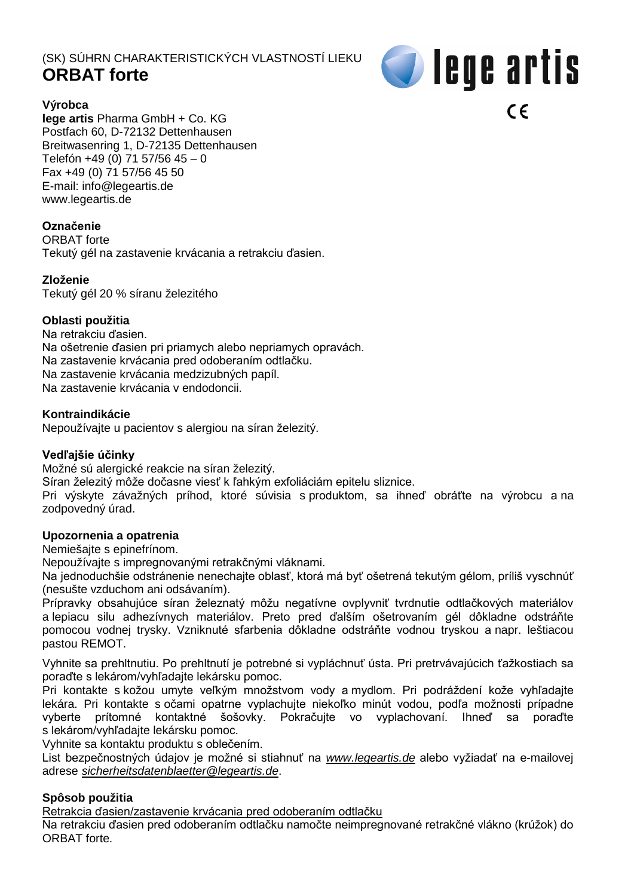(SK) SÚHRN CHARAKTERISTICKÝCH VLASTNOSTÍ LIEKU

# ORBAT forte

lege artis

CE

**Výrobca**
**lege artis** Pharma GmbH + Co. KG
Postfach 60, D-72132 Dettenhausen
Breitwasenring 1, D-72135 Dettenhausen
Telefón +49 (0) 71 57/56 45 – 0
Fax +49 (0) 71 57/56 45 50
E-mail: info@legeartis.de
www.legeartis.de

**Označenie**
ORBAT forte
Tekutý gél na zastavenie krvácania a retrakciu ďasien.

**Zloženie**
Tekutý gél 20 % síranu železitého

**Oblasti použitia**
Na retrakciu ďasien.
Na ošetrenie ďasien pri priamych alebo nepriamych opravách.
Na zastavenie krvácania pred odoberaním odtlačku.
Na zastavenie krvácania medzizubných papíl.
Na zastavenie krvácania v endodoncii.

**Kontraindikácie**
Nepoužívajte u pacientov s alergiou na síran železitý.

**Vedľajšie účinky**
Možné sú alergické reakcie na síran železitý.
Síran železitý môže dočasne viesť k ľahkým exfoliáciám epitelu sliznice.
Pri výskyte závažných príhod, ktoré súvisia s produktom, sa ihneď obráťte na výrobcu a na zodpovedný úrad.

**Upozornenia a opatrenia**
Nemiešajte s epinefrínom.
Nepoužívajte s impregnovanými retrakčnými vláknami.
Na jednoduchšie odstránenie nenechajte oblasť, ktorá má byť ošetrená tekutým gélom, príliš vyschnúť (nesušte vzduchom ani odsávaním).
Prípravky obsahujúce síran železnatý môžu negatívne ovplyvniť tvrdnutie odtlačkových materiálov a lepiacu silu adhezívnych materiálov. Preto pred ďalším ošetrovaním gél dôkladne odstráňte pomocou vodnej trysky. Vzniknuté sfarbenia dôkladne odstráňte vodnou tryskou a napr. leštiacou pastou REMOT.

Vyhnite sa prehltnutiu. Po prehltnutí je potrebné si vypláchnuť ústa. Pri pretrvávajúcich ťažkostiach sa poraďte s lekárom/vyhľadajte lekársku pomoc.
Pri kontakte s kožou umyte veľkým množstvom vody a mydlom. Pri podráždení kože vyhľadajte lekára. Pri kontakte s očami opatrne vyplachujte niekoľko minút vodou, podľa možnosti prípadne vyberte prítomné kontaktné šošovky. Pokračujte vo vyplachovaní. Ihneď sa poraďte s lekárom/vyhľadajte lekársku pomoc.
Vyhnite sa kontaktu produktu s oblečením.
List bezpečnostných údajov je možné si stiahnuť na *www.legeartis.de* alebo vyžiadať na e-mailovej adrese *sicherheitsdatenblaetter@legeartis.de*.

**Spôsob použitia**
Retrakcia ďasien/zastavenie krvácania pred odoberaním odtlačku
Na retrakciu ďasien pred odoberaním odtlačku namočte neimpregnované retrakčné vlákno (krúžok) do ORBAT forte.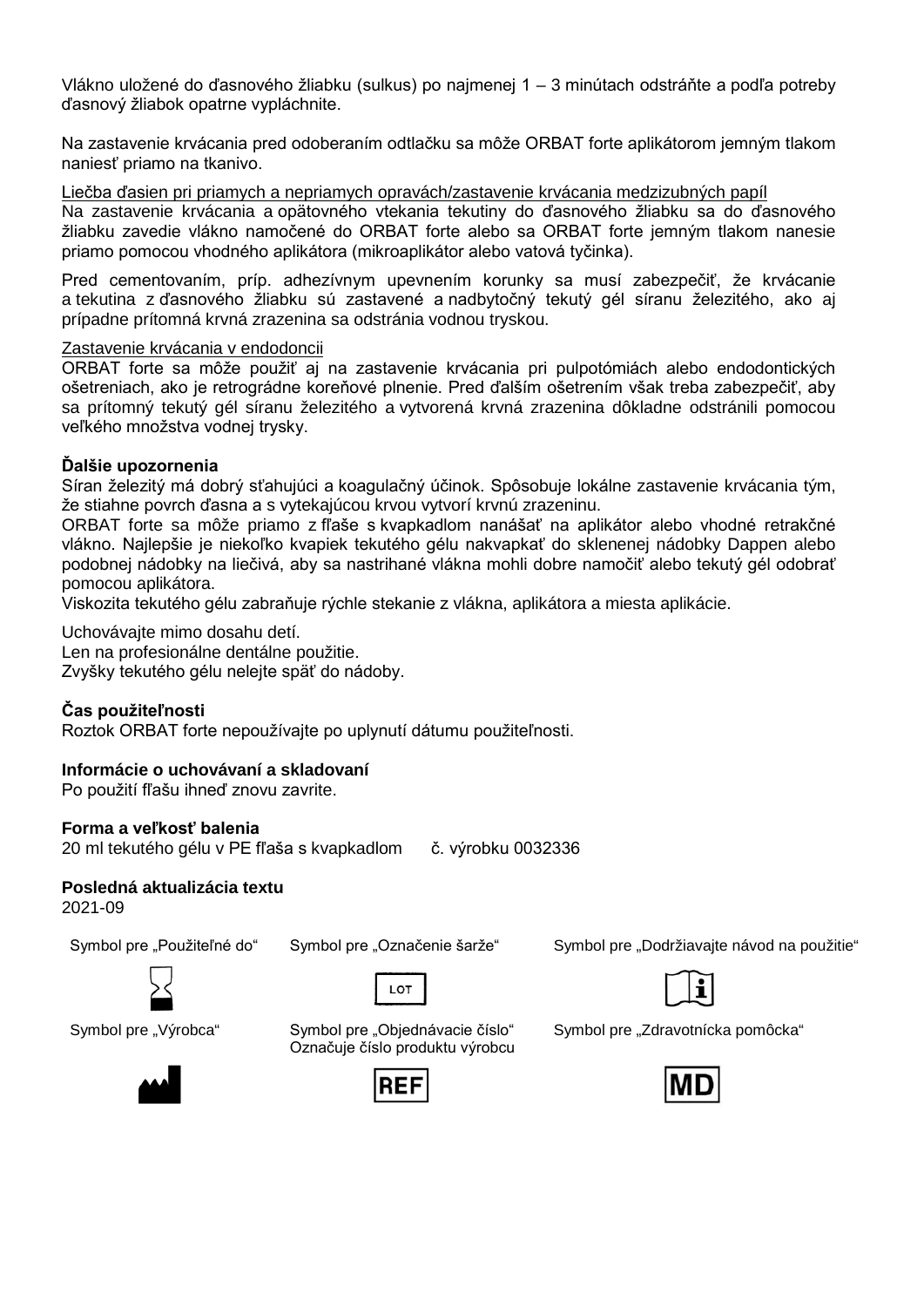Vlákno uložené do ďasnového žliabku (sulkus) po najmenej 1 – 3 minútach odstráňte a podľa potreby ďasnový žliabok opatrne vypláchnite.

Na zastavenie krvácania pred odoberaním odtlačku sa môže ORBAT forte aplikátorom jemným tlakom naniesť priamo na tkanivo.

Liečba ďasien pri priamych a nepriamych opravách/zastavenie krvácania medzizubných papíl

Na zastavenie krvácania a opätovného vtekania tekutiny do ďasnového žliabku sa do ďasnového žliabku zavedie vlákno namočené do ORBAT forte alebo sa ORBAT forte jemným tlakom nanesie priamo pomocou vhodného aplikátora (mikroaplikátor alebo vatová tyčinka).

Pred cementovaním, príp. adhezívnym upevnením korunky sa musí zabezpečiť, že krvácanie a tekutina z ďasnového žliabku sú zastavené a nadbytočný tekutý gél síranu železitého, ako aj prípadne prítomná krvná zrazenina sa odstránia vodnou tryskou.

Zastavenie krvácania v endodoncii

ORBAT forte sa môže použiť aj na zastavenie krvácania pri pulpotómiách alebo endodontických ošetreniach, ako je retrográdne koreňové plnenie. Pred ďalším ošetrením však treba zabezpečiť, aby sa prítomný tekutý gél síranu železitého a vytvorená krvná zrazenina dôkladne odstránili pomocou veľkého množstva vodnej trysky.

**Ďalšie upozornenia**

Síran železitý má dobrý sťahujúci a koagulačný účinok. Spôsobuje lokálne zastavenie krvácania tým, že stiahne povrch ďasna a s vytekajúcou krvou vytvorí krvnú zrazeninu.

ORBAT forte sa môže priamo z fľaše s kvapkadlom nanášať na aplikátor alebo vhodné retrakčné vlákno. Najlepšie je niekoľko kvapiek tekutého gélu nakvapkať do sklenenej nádobky Dappen alebo podobnej nádobky na liečivá, aby sa nastrihané vlákna mohli dobre namočiť alebo tekutý gél odobrať pomocou aplikátora.

Viskozita tekutého gélu zabraňuje rýchle stekanie z vlákna, aplikátora a miesta aplikácie.

Uchovávajte mimo dosahu detí.
Len na profesionálne dentálne použitie.
Zvyšky tekutého gélu nelejte späť do nádoby.

**Čas použiteľnosti**

Roztok ORBAT forte nepoužívajte po uplynutí dátumu použiteľnosti.

**Informácie o uchovávaní a skladovaní**

Po použití fľašu ihneď znovu zavrite.

**Forma a veľkosť balenia**

20 ml tekutého gélu v PE fľaša s kvapkadlom    č. výrobku 0032336

**Posledná aktualizácia textu**

2021-09

Symbol pre „Použiteľné do“

Symbol pre „Označenie šarže“

LOT

Symbol pre „Dodržiavajte návod na použitie“

Symbol pre „Výrobca“

Symbol pre „Objednávacie číslo“ Označuje číslo produktu výrobcu

REF

Symbol pre „Zdravotnícka pomôcka“

MD